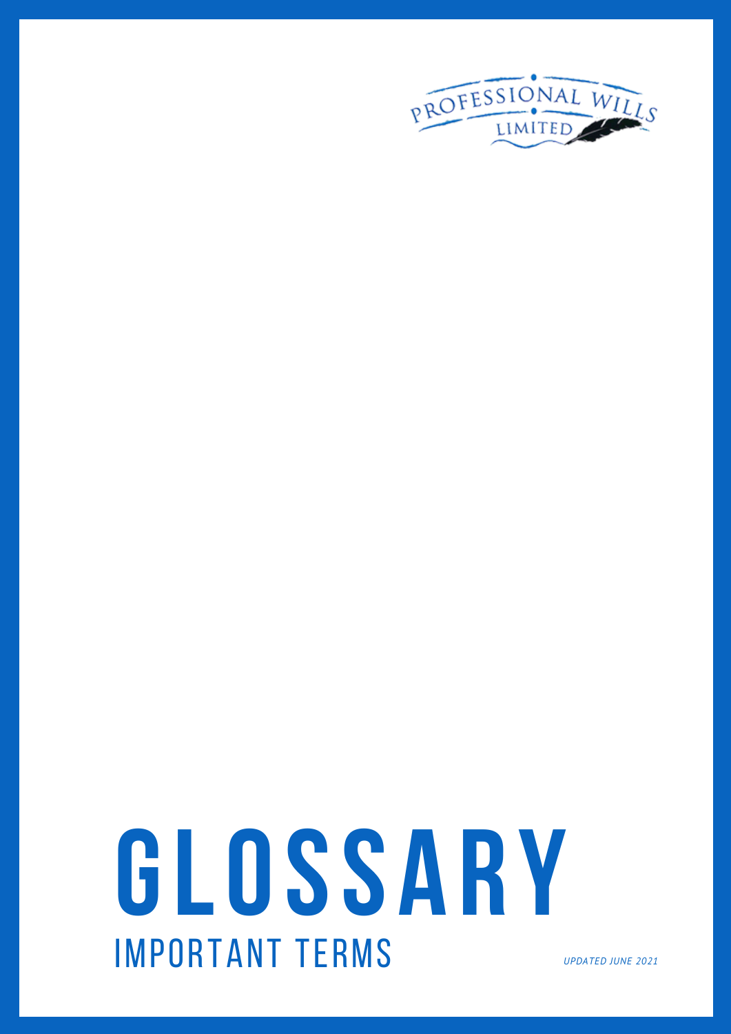PROFESSIONAL WILLS LIMITED

# GLOSSARY

## IMPORTANT TERMS

*UPDATED JUNE 2021*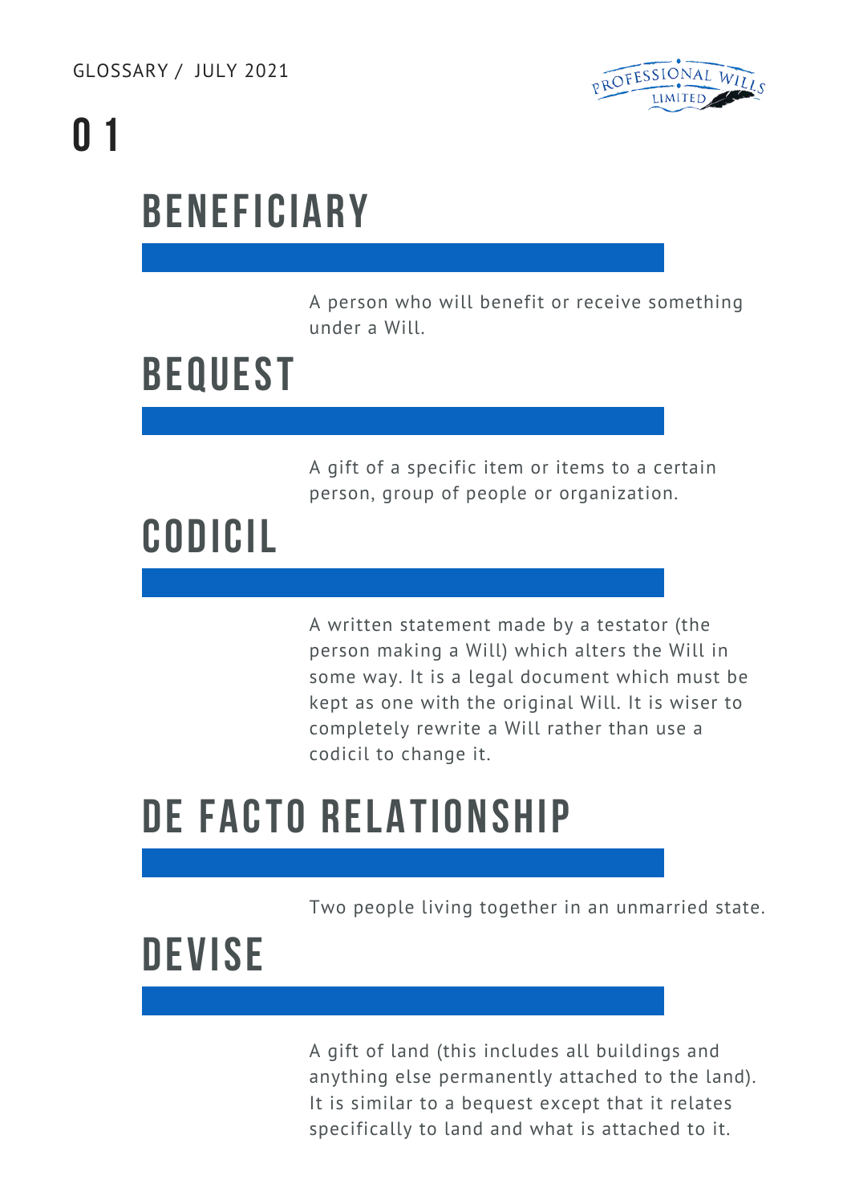GLOSSARY / JULY 2021

# 01

## BENEFICIARY

A person who will benefit or receive something under a Will.

## BEQUEST

A gift of a specific item or items to a certain person, group of people or organization.

## CODICIL

A written statement made by a testator (the person making a Will) which alters the Will in some way. It is a legal document which must be kept as one with the original Will. It is wiser to completely rewrite a Will rather than use a codicil to change it.

## DE FACTO RELATIONSHIP

Two people living together in an unmarried state.

## DEVISE

A gift of land (this includes all buildings and anything else permanently attached to the land). It is similar to a bequest except that it relates specifically to land and what is attached to it.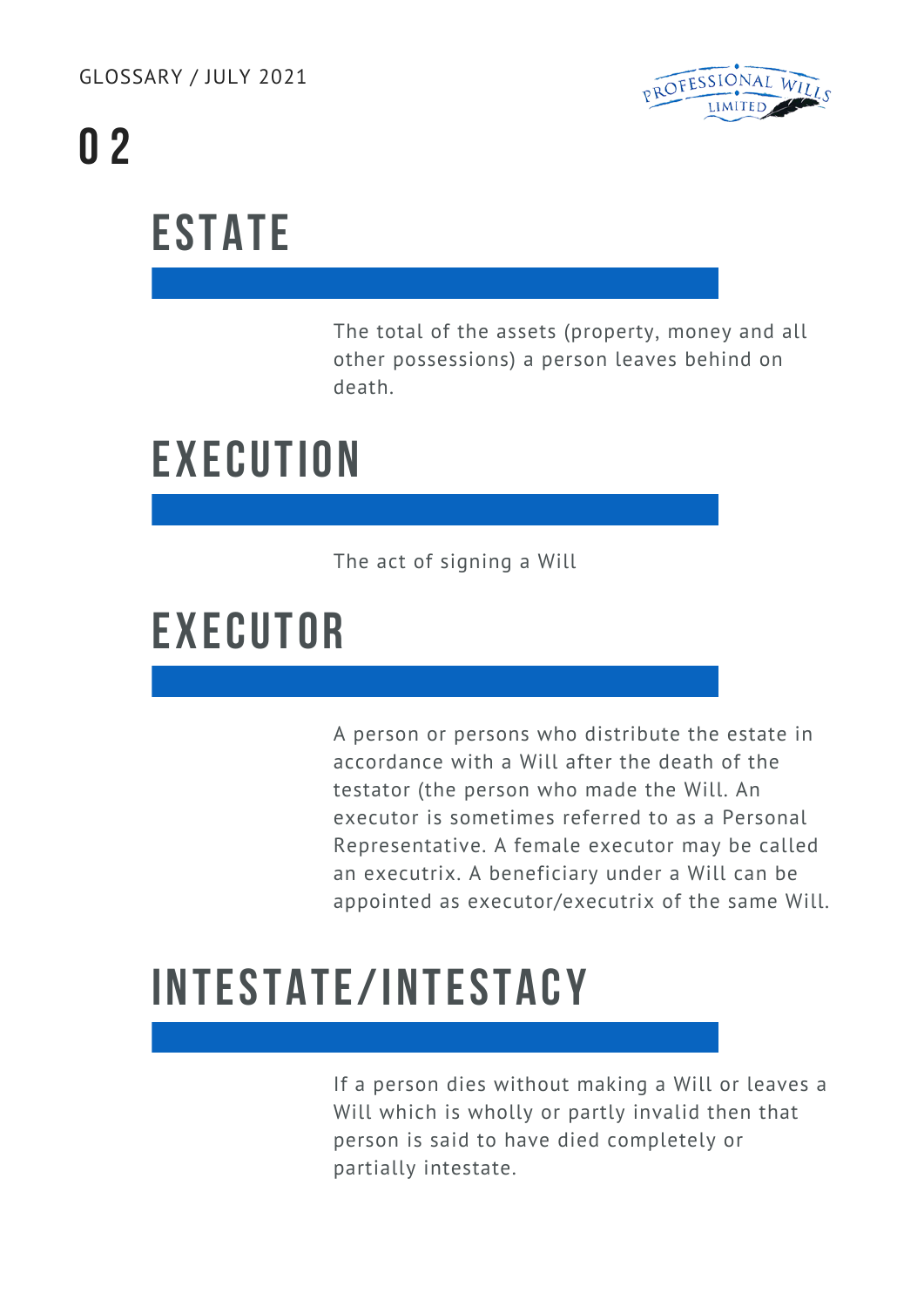# 02

## ESTATE

The total of the assets (property, money and all other possessions) a person leaves behind on death.

## EXECUTION

The act of signing a Will

## EXECUTOR

A person or persons who distribute the estate in accordance with a Will after the death of the testator (the person who made the Will. An executor is sometimes referred to as a Personal Representative. A female executor may be called an executrix. A beneficiary under a Will can be appointed as executor/executrix of the same Will.

## INTESTATE/INTESTACY

If a person dies without making a Will or leaves a Will which is wholly or partly invalid then that person is said to have died completely or partially intestate.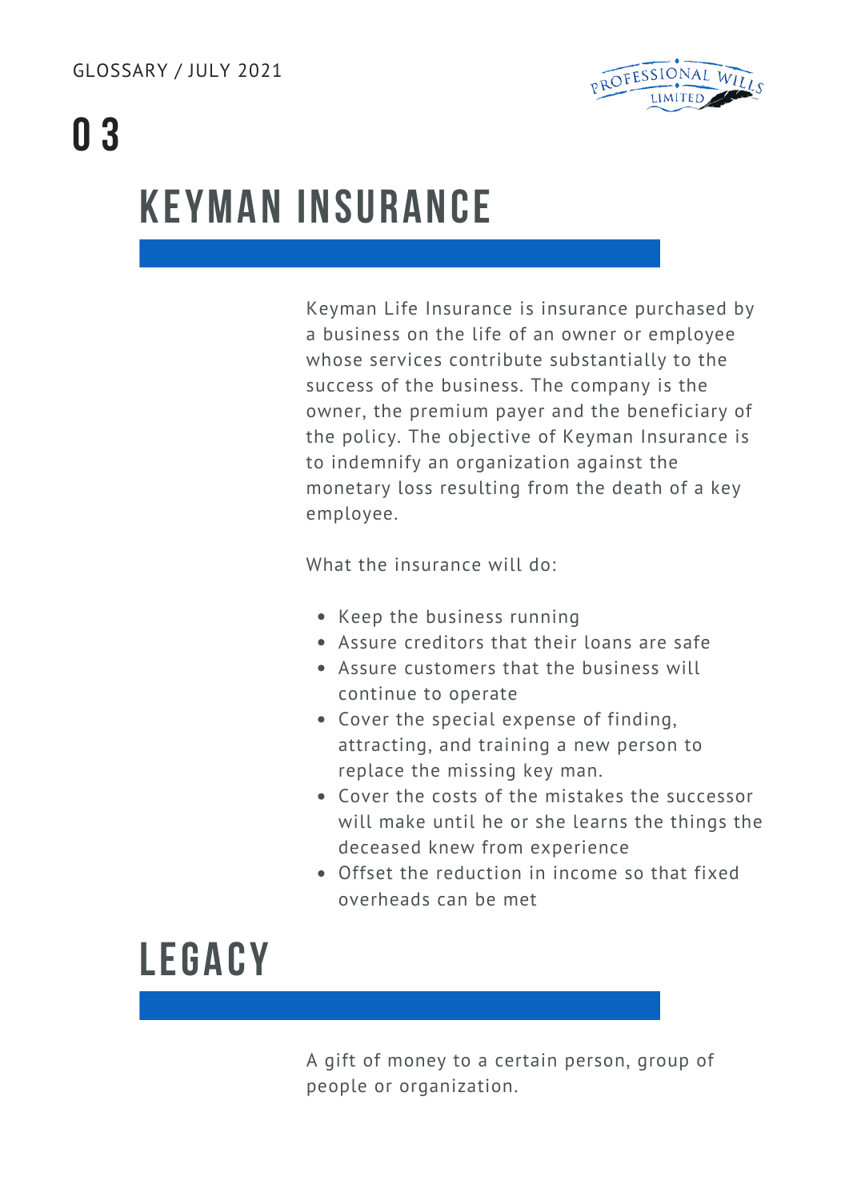# 03

## KEYMAN INSURANCE

Keyman Life Insurance is insurance purchased by a business on the life of an owner or employee whose services contribute substantially to the success of the business. The company is the owner, the premium payer and the beneficiary of the policy. The objective of Keyman Insurance is to indemnify an organization against the monetary loss resulting from the death of a key employee.

What the insurance will do:

- Keep the business running
- Assure creditors that their loans are safe
- Assure customers that the business will continue to operate
- Cover the special expense of finding, attracting, and training a new person to replace the missing key man.
- Cover the costs of the mistakes the successor will make until he or she learns the things the deceased knew from experience
- Offset the reduction in income so that fixed overheads can be met

## LEGACY

A gift of money to a certain person, group of people or organization.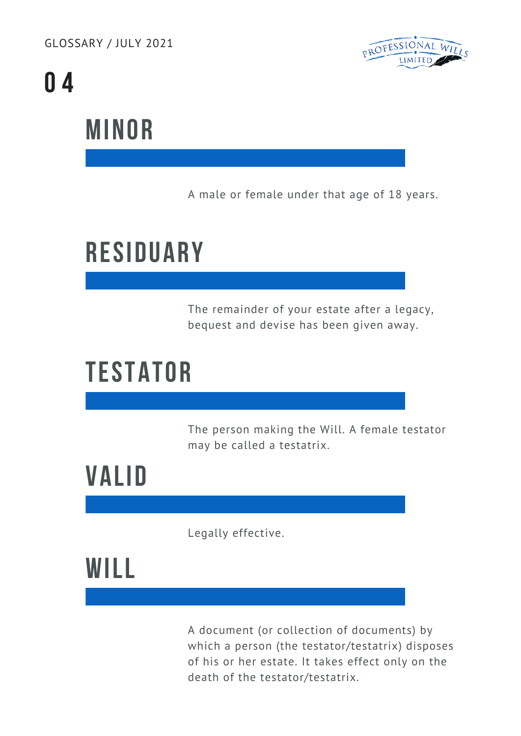# 04

## MINOR

A male or female under that age of 18 years.

## RESIDUARY

The remainder of your estate after a legacy, bequest and devise has been given away.

## TESTATOR

The person making the Will. A female testator may be called a testatrix.

## VALID

Legally effective.

## WILL

A document (or collection of documents) by which a person (the testator/testatrix) disposes of his or her estate. It takes effect only on the death of the testator/testatrix.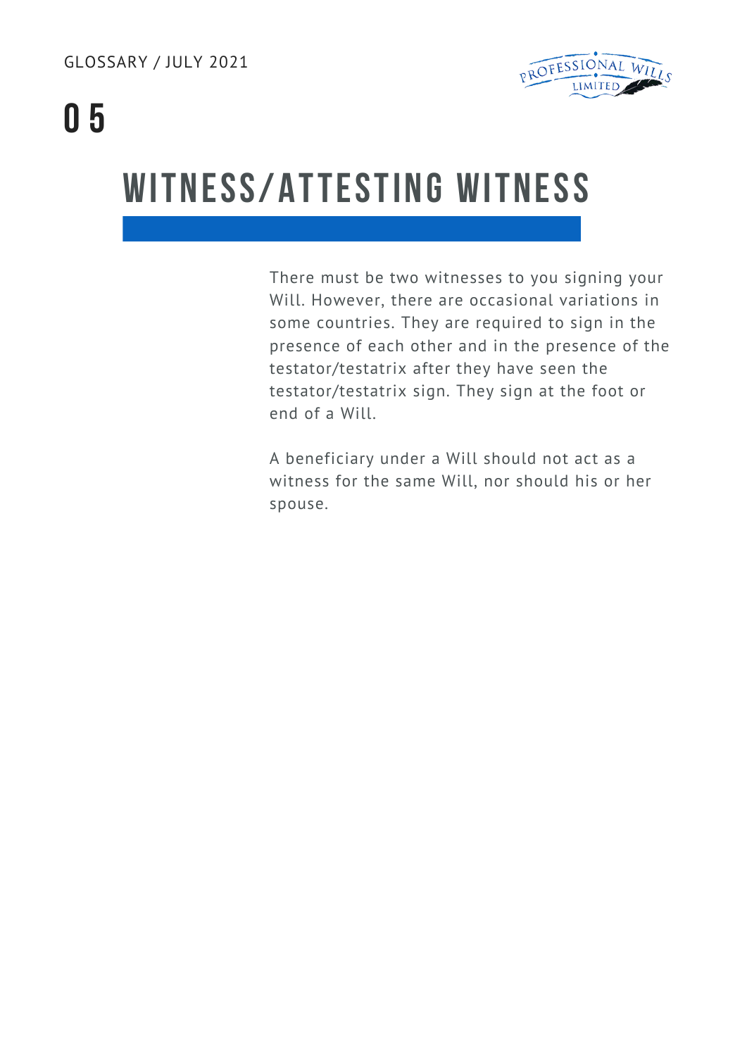# 05

## WITNESS/ATTESTING WITNESS

There must be two witnesses to you signing your Will. However, there are occasional variations in some countries. They are required to sign in the presence of each other and in the presence of the testator/testatrix after they have seen the testator/testatrix sign. They sign at the foot or end of a Will.

A beneficiary under a Will should not act as a witness for the same Will, nor should his or her spouse.